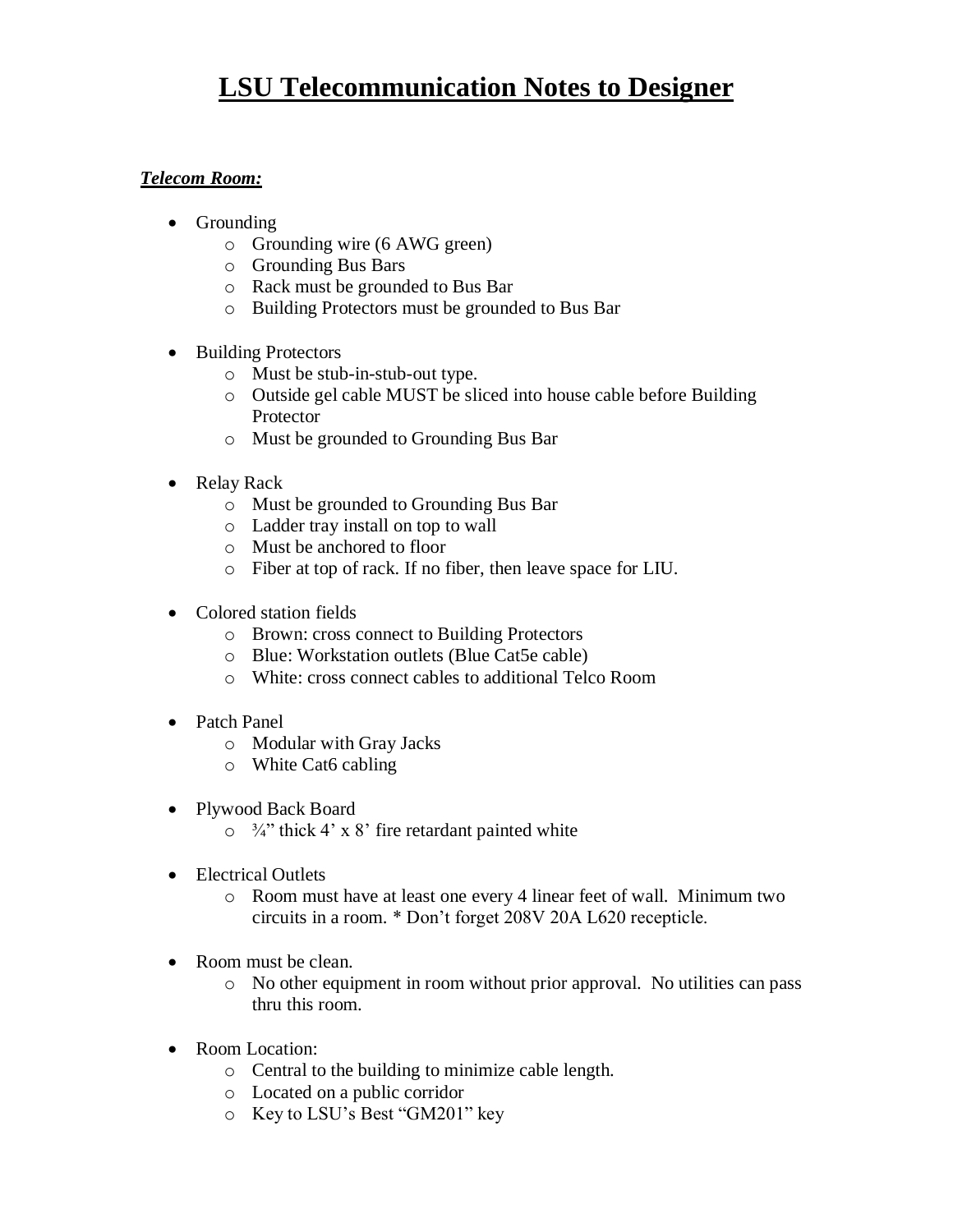# LSU Telecommunication Notes to Designer

***Telecom Room:***

- Grounding
  - Grounding wire (6 AWG green)
  - Grounding Bus Bars
  - Rack must be grounded to Bus Bar
  - Building Protectors must be grounded to Bus Bar

- Building Protectors
  - Must be stub-in-stub-out type.
  - Outside gel cable MUST be sliced into house cable before Building Protector
  - Must be grounded to Grounding Bus Bar

- Relay Rack
  - Must be grounded to Grounding Bus Bar
  - Ladder tray install on top to wall
  - Must be anchored to floor
  - Fiber at top of rack. If no fiber, then leave space for LIU.

- Colored station fields
  - Brown: cross connect to Building Protectors
  - Blue: Workstation outlets (Blue Cat5e cable)
  - White: cross connect cables to additional Telco Room

- Patch Panel
  - Modular with Gray Jacks
  - White Cat6 cabling

- Plywood Back Board
  - ¾" thick 4' x 8' fire retardant painted white

- Electrical Outlets
  - Room must have at least one every 4 linear feet of wall. Minimum two circuits in a room. * Don't forget 208V 20A L620 recepticle.

- Room must be clean.
  - No other equipment in room without prior approval. No utilities can pass thru this room.

- Room Location:
  - Central to the building to minimize cable length.
  - Located on a public corridor
  - Key to LSU's Best "GM201" key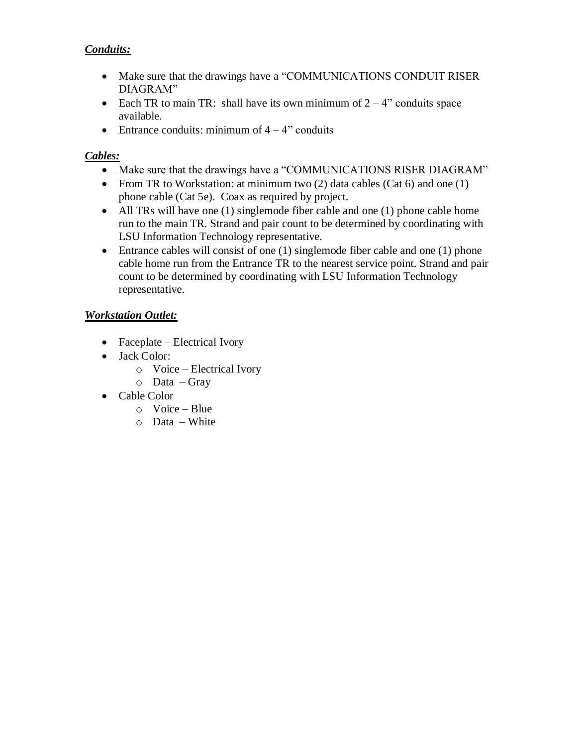***Conduits:***

- Make sure that the drawings have a "COMMUNICATIONS CONDUIT RISER DIAGRAM"
- Each TR to main TR: shall have its own minimum of 2 – 4" conduits space available.
- Entrance conduits: minimum of 4 – 4" conduits

***Cables:***

- Make sure that the drawings have a "COMMUNICATIONS RISER DIAGRAM"
- From TR to Workstation: at minimum two (2) data cables (Cat 6) and one (1) phone cable (Cat 5e). Coax as required by project.
- All TRs will have one (1) singlemode fiber cable and one (1) phone cable home run to the main TR. Strand and pair count to be determined by coordinating with LSU Information Technology representative.
- Entrance cables will consist of one (1) singlemode fiber cable and one (1) phone cable home run from the Entrance TR to the nearest service point. Strand and pair count to be determined by coordinating with LSU Information Technology representative.

***Workstation Outlet:***

- Faceplate – Electrical Ivory
- Jack Color:
  - Voice – Electrical Ivory
  - Data – Gray
- Cable Color
  - Voice – Blue
  - Data – White